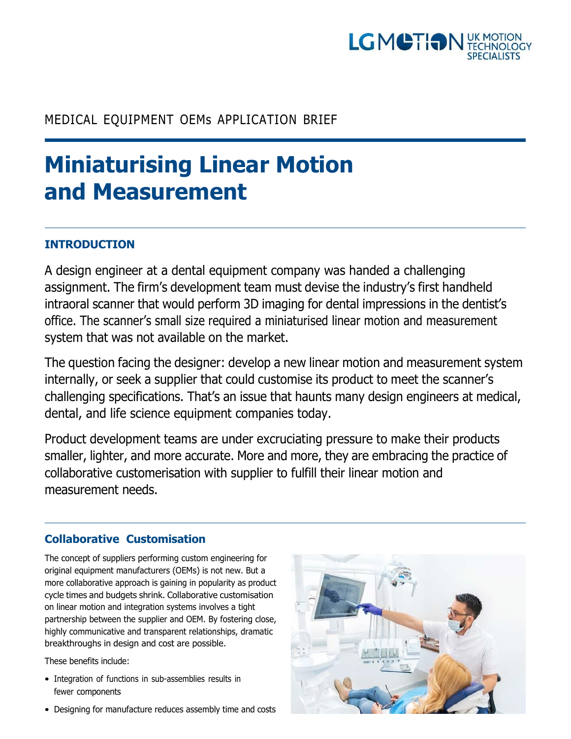MEDICAL EQUIPMENT OEMs APPLICATION BRIEF

# Miniaturising Linear Motion and Measurement

## INTRODUCTION

A design engineer at a dental equipment company was handed a challenging assignment. The firm's development team must devise the industry's first handheld intraoral scanner that would perform 3D imaging for dental impressions in the dentist's office. The scanner's small size required a miniaturised linear motion and measurement system that was not available on the market.

The question facing the designer: develop a new linear motion and measurement system internally, or seek a supplier that could customise its product to meet the scanner's challenging specifications. That's an issue that haunts many design engineers at medical, dental, and life science equipment companies today.

Product development teams are under excruciating pressure to make their products smaller, lighter, and more accurate. More and more, they are embracing the practice of collaborative customerisation with supplier to fulfill their linear motion and measurement needs.

## Collaborative Customisation

The concept of suppliers performing custom engineering for original equipment manufacturers (OEMs) is not new. But a more collaborative approach is gaining in popularity as product cycle times and budgets shrink. Collaborative customisation on linear motion and integration systems involves a tight partnership between the supplier and OEM. By fostering close, highly communicative and transparent relationships, dramatic breakthroughs in design and cost are possible.

These benefits include:

- Integration of functions in sub-assemblies results in fewer components
- Designing for manufacture reduces assembly time and costs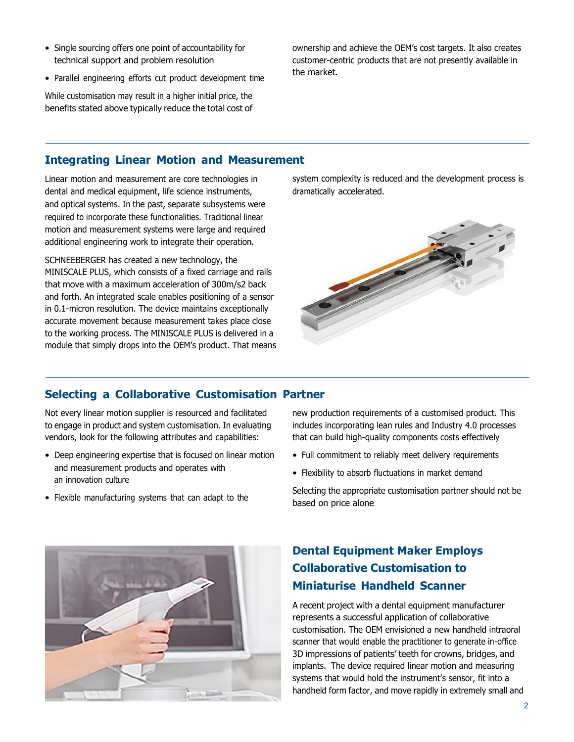- Single sourcing offers one point of accountability for technical support and problem resolution
- Parallel engineering efforts cut product development time

While customisation may result in a higher initial price, the benefits stated above typically reduce the total cost of ownership and achieve the OEM's cost targets. It also creates customer-centric products that are not presently available in the market.

## Integrating Linear Motion and Measurement

Linear motion and measurement are core technologies in dental and medical equipment, life science instruments, and optical systems. In the past, separate subsystems were required to incorporate these functionalities. Traditional linear motion and measurement systems were large and required additional engineering work to integrate their operation.

SCHNEEBERGER has created a new technology, the MINISCALE PLUS, which consists of a fixed carriage and rails that move with a maximum acceleration of 300m/s2 back and forth. An integrated scale enables positioning of a sensor in 0.1-micron resolution. The device maintains exceptionally accurate movement because measurement takes place close to the working process. The MINISCALE PLUS is delivered in a module that simply drops into the OEM's product. That means system complexity is reduced and the development process is dramatically accelerated.

## Selecting a Collaborative Customisation Partner

Not every linear motion supplier is resourced and facilitated to engage in product and system customisation. In evaluating vendors, look for the following attributes and capabilities:

- Deep engineering expertise that is focused on linear motion and measurement products and operates with an innovation culture
- Flexible manufacturing systems that can adapt to the new production requirements of a customised product. This includes incorporating lean rules and Industry 4.0 processes that can build high-quality components costs effectively
- Full commitment to reliably meet delivery requirements
- Flexibility to absorb fluctuations in market demand

Selecting the appropriate customisation partner should not be based on price alone

## Dental Equipment Maker Employs Collaborative Customisation to Miniaturise Handheld Scanner

A recent project with a dental equipment manufacturer represents a successful application of collaborative customisation. The OEM envisioned a new handheld intraoral scanner that would enable the practitioner to generate in-office 3D impressions of patients' teeth for crowns, bridges, and implants. The device required linear motion and measuring systems that would hold the instrument's sensor, fit into a handheld form factor, and move rapidly in extremely small and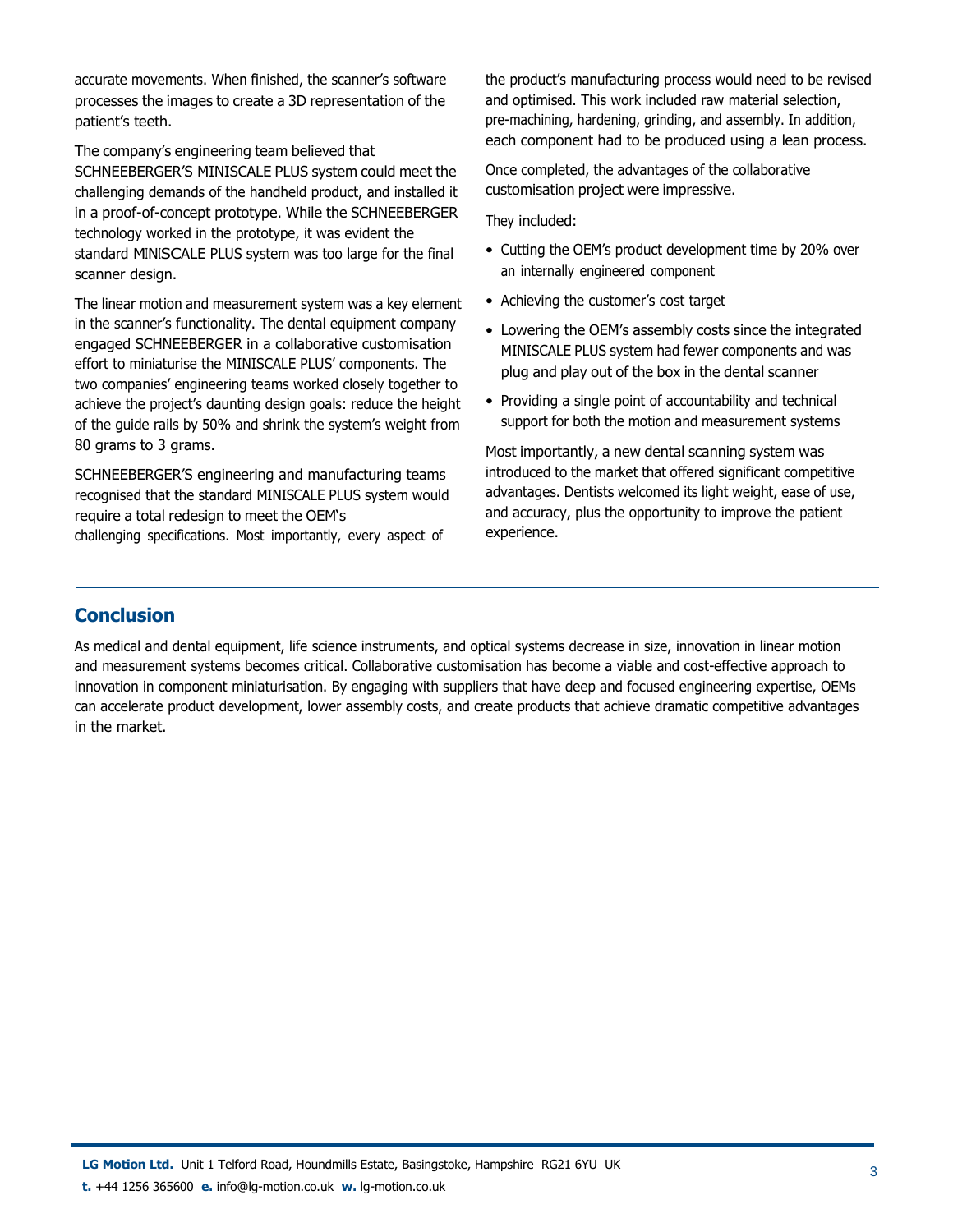accurate movements. When finished, the scanner's software processes the images to create a 3D representation of the patient's teeth.

The company's engineering team believed that SCHNEEBERGER'S MINISCALE PLUS system could meet the challenging demands of the handheld product, and installed it in a proof-of-concept prototype. While the SCHNEEBERGER technology worked in the prototype, it was evident the standard MINISCALE PLUS system was too large for the final scanner design.

The linear motion and measurement system was a key element in the scanner's functionality. The dental equipment company engaged SCHNEEBERGER in a collaborative customisation effort to miniaturise the MINISCALE PLUS' components. The two companies' engineering teams worked closely together to achieve the project's daunting design goals: reduce the height of the guide rails by 50% and shrink the system's weight from 80 grams to 3 grams.

SCHNEEBERGER'S engineering and manufacturing teams recognised that the standard MINISCALE PLUS system would require a total redesign to meet the OEM's challenging specifications. Most importantly, every aspect of the product's manufacturing process would need to be revised and optimised. This work included raw material selection, pre-machining, hardening, grinding, and assembly. In addition, each component had to be produced using a lean process.

Once completed, the advantages of the collaborative customisation project were impressive.

They included:

- Cutting the OEM's product development time by 20% over an internally engineered component
- Achieving the customer's cost target
- Lowering the OEM's assembly costs since the integrated MINISCALE PLUS system had fewer components and was plug and play out of the box in the dental scanner
- Providing a single point of accountability and technical support for both the motion and measurement systems

Most importantly, a new dental scanning system was introduced to the market that offered significant competitive advantages. Dentists welcomed its light weight, ease of use, and accuracy, plus the opportunity to improve the patient experience.

## Conclusion

As medical and dental equipment, life science instruments, and optical systems decrease in size, innovation in linear motion and measurement systems becomes critical. Collaborative customisation has become a viable and cost-effective approach to innovation in component miniaturisation. By engaging with suppliers that have deep and focused engineering expertise, OEMs can accelerate product development, lower assembly costs, and create products that achieve dramatic competitive advantages in the market.

**LG Motion Ltd.** Unit 1 Telford Road, Houndmills Estate, Basingstoke, Hampshire RG21 6YU UK

**t.** +44 1256 365600 **e.** info@lg-motion.co.uk **w.** lg-motion.co.uk